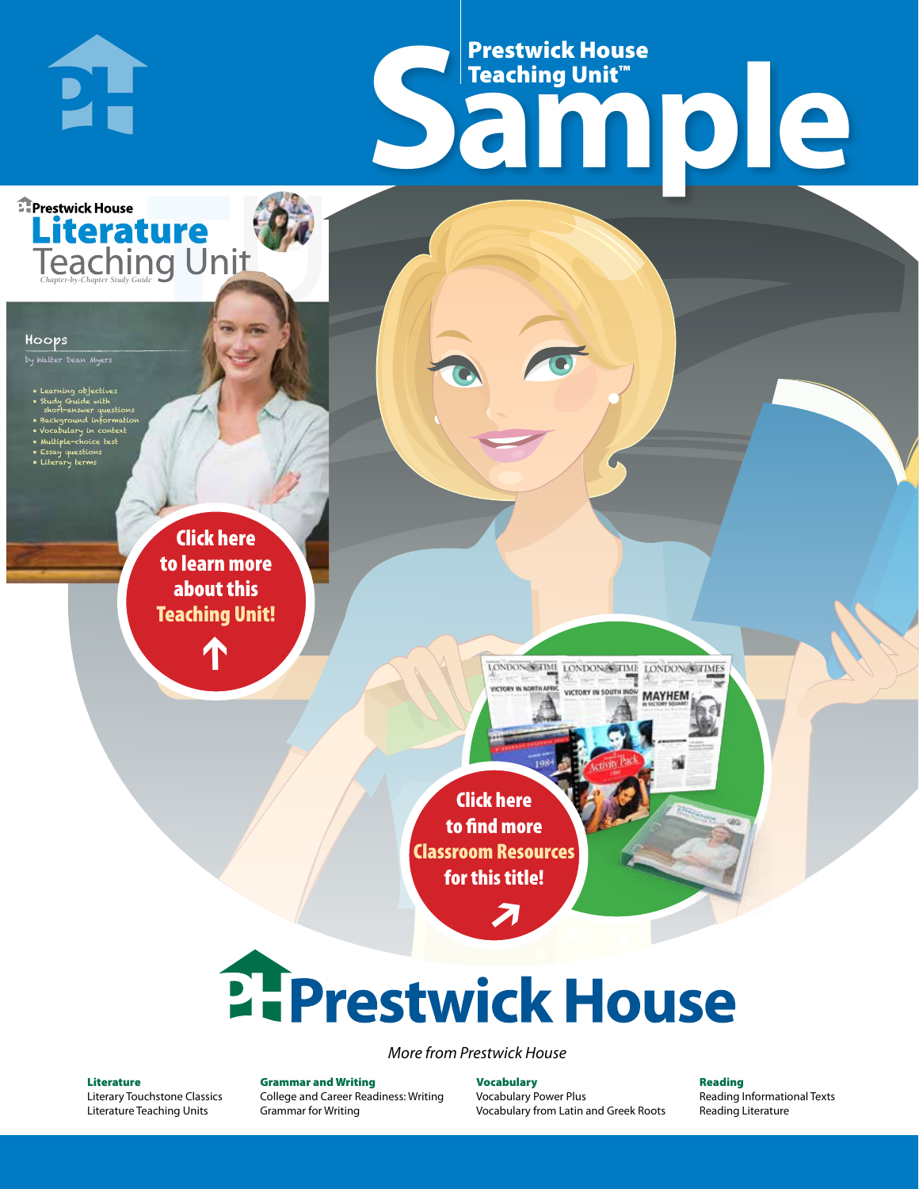# Prestwick House Teaching Unit™ Sample

Prestwick House

**Literature** Teaching Unit

*Chapter-by-Chapter Study Guide*

## Hoops

by Walter Dean Myers

- Learning objectives
- Study Guide with short-answer questions
- Background information
- Vocabulary in context
- Multiple-choice test
- Essay questions
- Literary terms

Click here to learn more about this **Teaching Unit!**

Click here to find more **Classroom Resources** for this title!

# Prestwick House

*More from Prestwick House*

**Literature**
Literary Touchstone Classics
Literature Teaching Units

**Grammar and Writing**
College and Career Readiness: Writing
Grammar for Writing

**Vocabulary**
Vocabulary Power Plus
Vocabulary from Latin and Greek Roots

**Reading**
Reading Informational Texts
Reading Literature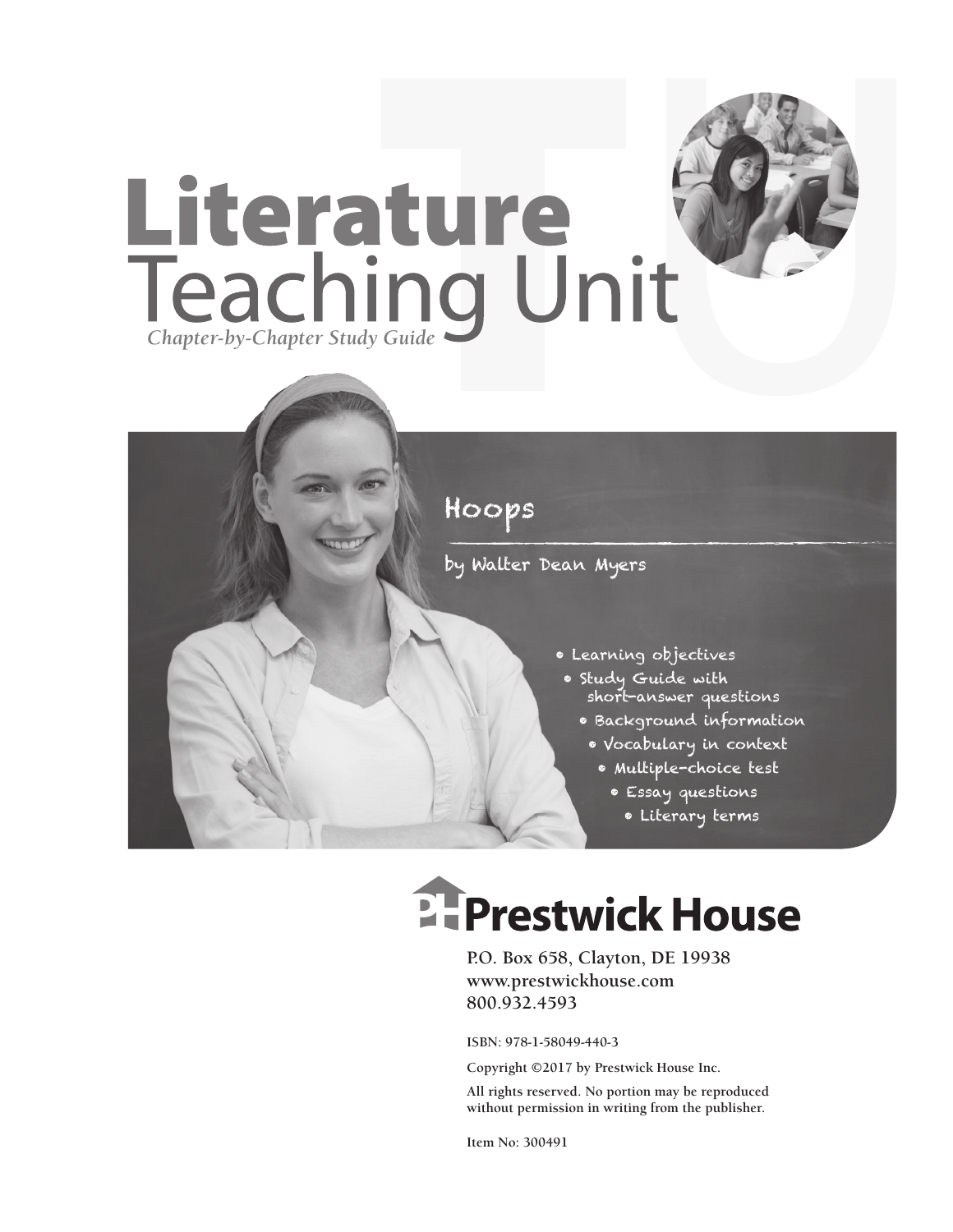# Literature Teaching Unit

*Chapter-by-Chapter Study Guide*

## Hoops

by Walter Dean Myers

- Learning objectives
- Study Guide with short-answer questions
- Background information
- Vocabulary in context
- Multiple-choice test
- Essay questions
- Literary terms

**Prestwick House**

P.O. Box 658, Clayton, DE 19938
www.prestwickhouse.com
800.932.4593

ISBN: 978-1-58049-440-3

Copyright ©2017 by Prestwick House Inc.

All rights reserved. No portion may be reproduced without permission in writing from the publisher.

Item No: 300491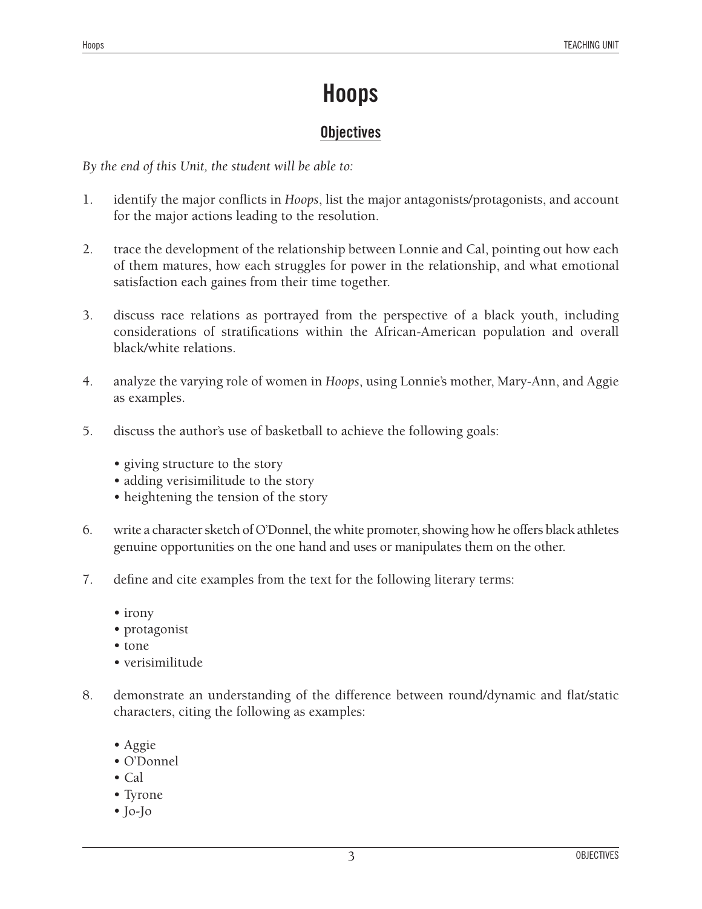# Hoops

## Objectives

*By the end of this Unit, the student will be able to:*

1. identify the major conflicts in *Hoops*, list the major antagonists/protagonists, and account for the major actions leading to the resolution.

2. trace the development of the relationship between Lonnie and Cal, pointing out how each of them matures, how each struggles for power in the relationship, and what emotional satisfaction each gaines from their time together.

3. discuss race relations as portrayed from the perspective of a black youth, including considerations of stratifications within the African-American population and overall black/white relations.

4. analyze the varying role of women in *Hoops*, using Lonnie's mother, Mary-Ann, and Aggie as examples.

5. discuss the author's use of basketball to achieve the following goals:

    - giving structure to the story
    - adding verisimilitude to the story
    - heightening the tension of the story

6. write a character sketch of O'Donnel, the white promoter, showing how he offers black athletes genuine opportunities on the one hand and uses or manipulates them on the other.

7. define and cite examples from the text for the following literary terms:

    - irony
    - protagonist
    - tone
    - verisimilitude

8. demonstrate an understanding of the difference between round/dynamic and flat/static characters, citing the following as examples:

    - Aggie
    - O'Donnel
    - Cal
    - Tyrone
    - Jo-Jo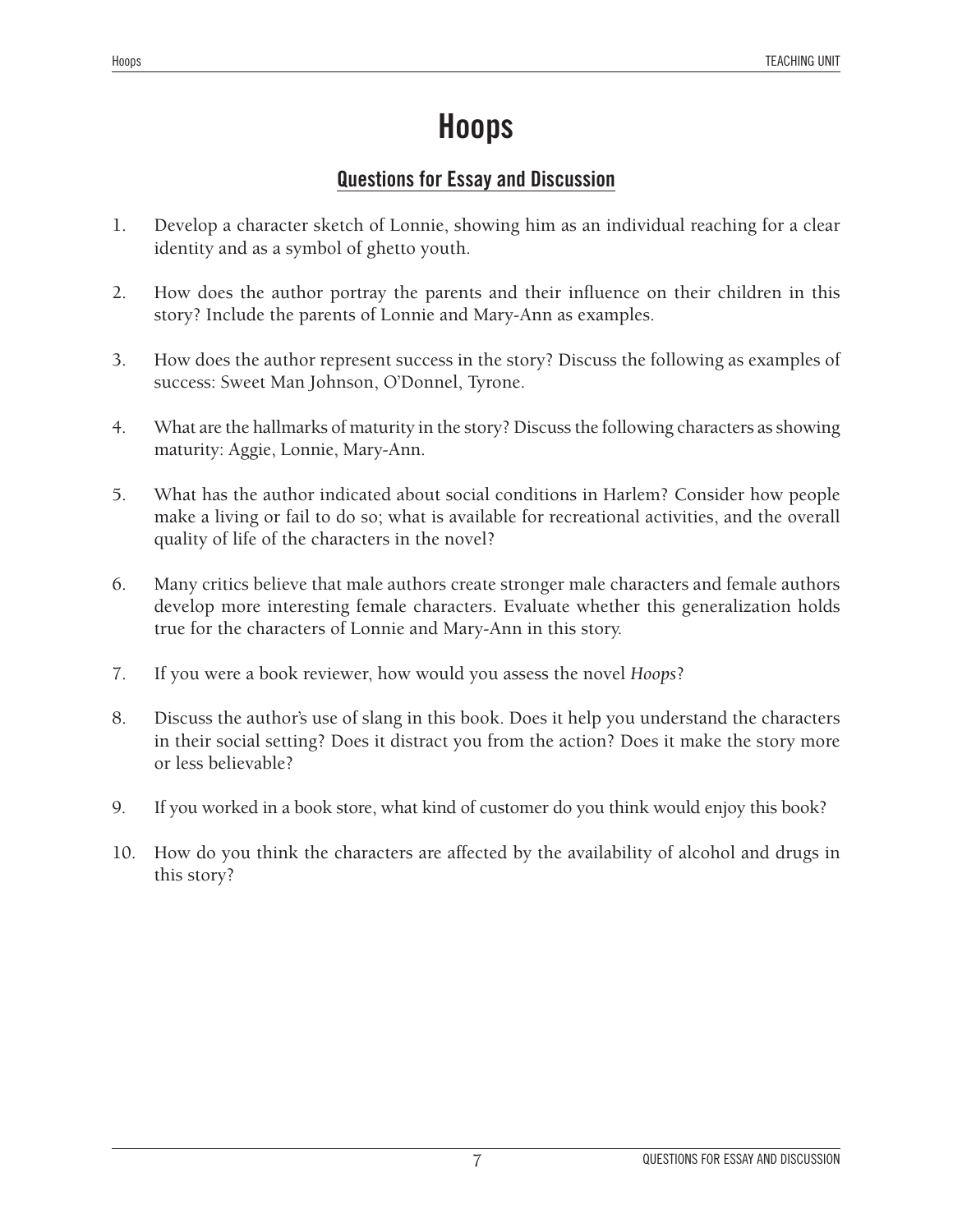# Hoops

## Questions for Essay and Discussion

1. Develop a character sketch of Lonnie, showing him as an individual reaching for a clear identity and as a symbol of ghetto youth.
2. How does the author portray the parents and their influence on their children in this story? Include the parents of Lonnie and Mary-Ann as examples.
3. How does the author represent success in the story? Discuss the following as examples of success: Sweet Man Johnson, O'Donnel, Tyrone.
4. What are the hallmarks of maturity in the story? Discuss the following characters as showing maturity: Aggie, Lonnie, Mary-Ann.
5. What has the author indicated about social conditions in Harlem? Consider how people make a living or fail to do so; what is available for recreational activities, and the overall quality of life of the characters in the novel?
6. Many critics believe that male authors create stronger male characters and female authors develop more interesting female characters. Evaluate whether this generalization holds true for the characters of Lonnie and Mary-Ann in this story.
7. If you were a book reviewer, how would you assess the novel *Hoops*?
8. Discuss the author's use of slang in this book. Does it help you understand the characters in their social setting? Does it distract you from the action? Does it make the story more or less believable?
9. If you worked in a book store, what kind of customer do you think would enjoy this book?
10. How do you think the characters are affected by the availability of alcohol and drugs in this story?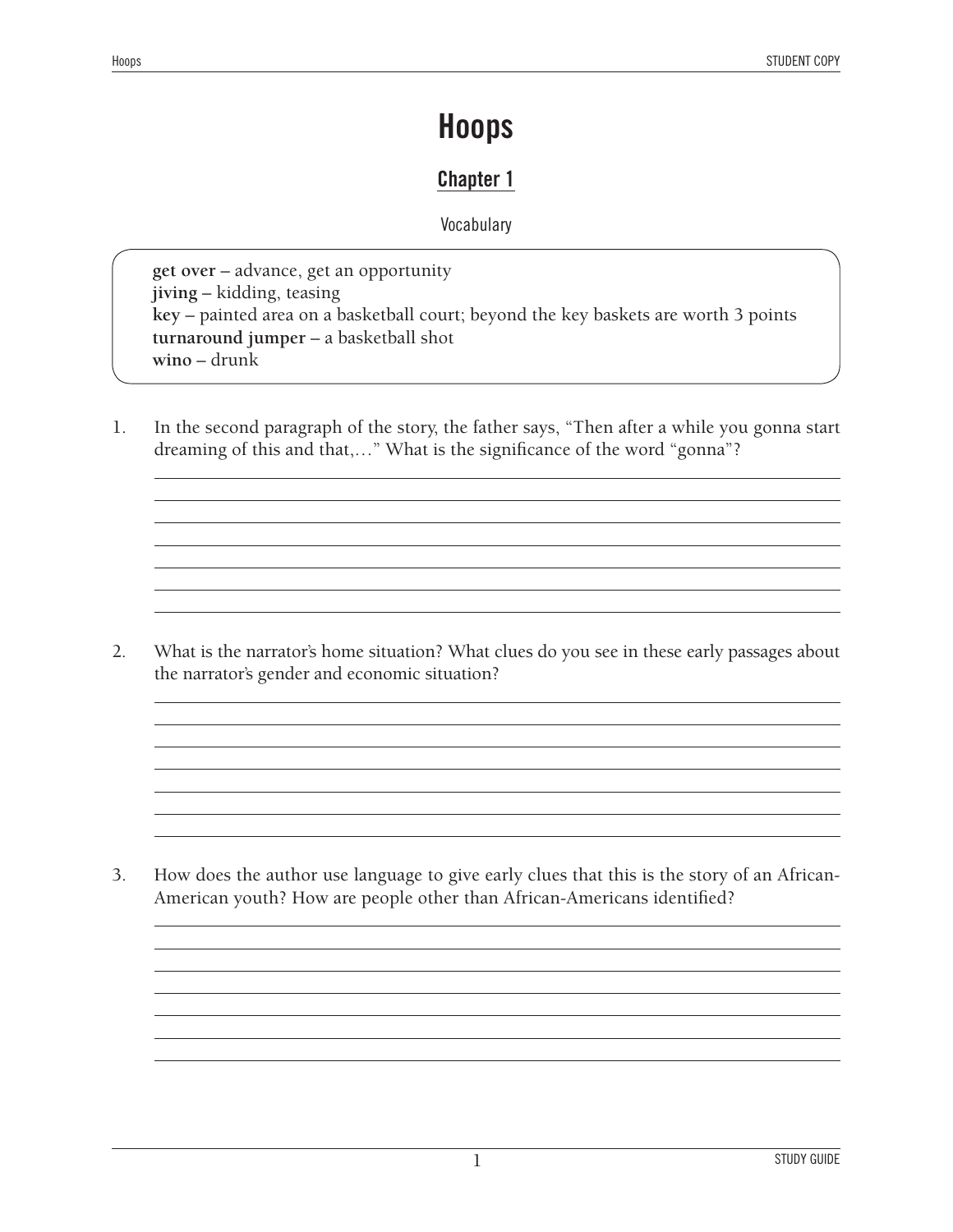# Hoops

## Chapter 1

Vocabulary

**get over** – advance, get an opportunity
**jiving** – kidding, teasing
**key** – painted area on a basketball court; beyond the key baskets are worth 3 points
**turnaround jumper** – a basketball shot
**wino** – drunk

1. In the second paragraph of the story, the father says, "Then after a while you gonna start dreaming of this and that,..." What is the significance of the word "gonna"?

2. What is the narrator's home situation? What clues do you see in these early passages about the narrator's gender and economic situation?

3. How does the author use language to give early clues that this is the story of an African-American youth? How are people other than African-Americans identified?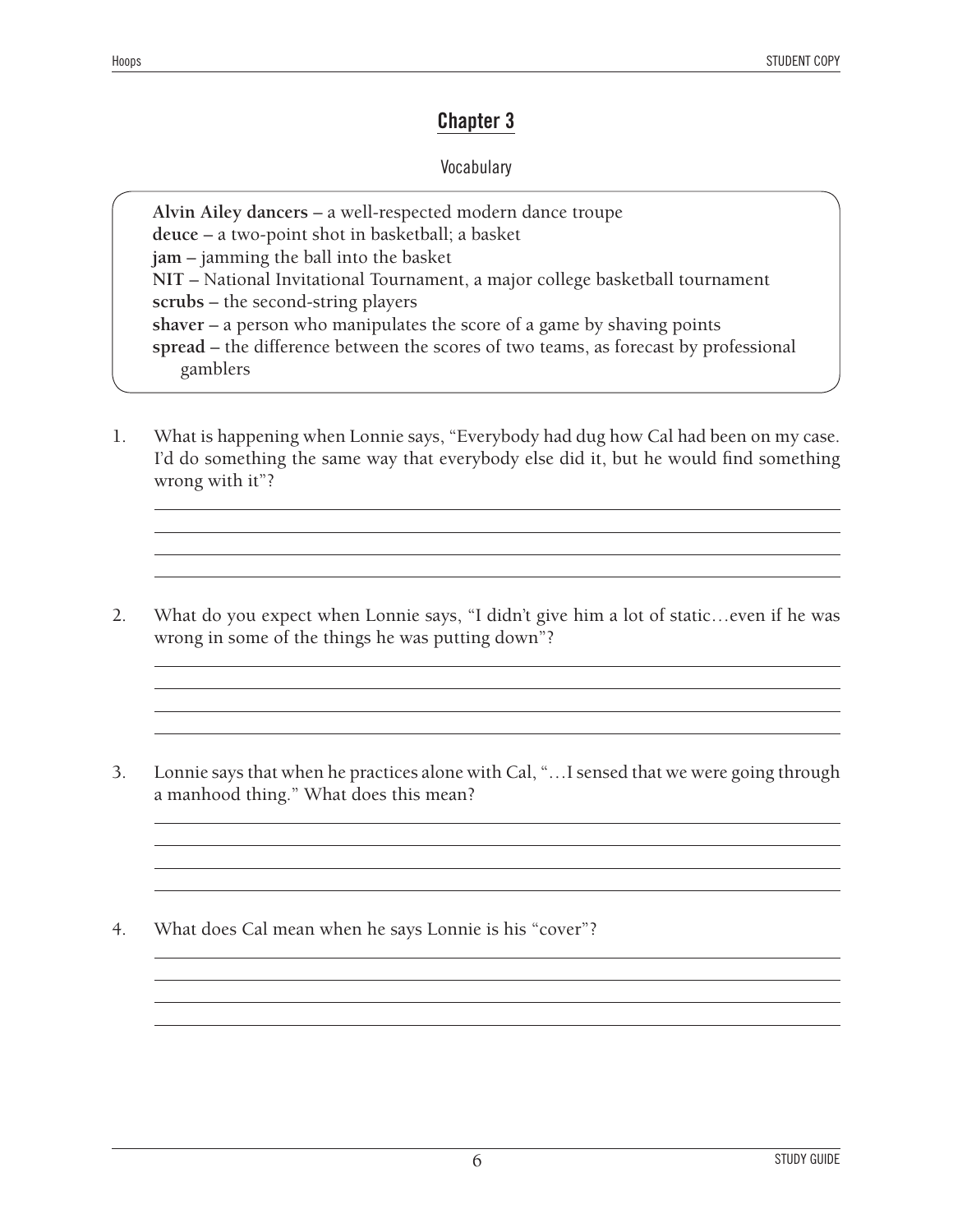## Chapter 3

Vocabulary

**Alvin Ailey dancers** – a well-respected modern dance troupe
**deuce** – a two-point shot in basketball; a basket
**jam** – jamming the ball into the basket
**NIT** – National Invitational Tournament, a major college basketball tournament
**scrubs** – the second-string players
**shaver** – a person who manipulates the score of a game by shaving points
**spread** – the difference between the scores of two teams, as forecast by professional gamblers

1. What is happening when Lonnie says, "Everybody had dug how Cal had been on my case. I'd do something the same way that everybody else did it, but he would find something wrong with it"?

2. What do you expect when Lonnie says, "I didn't give him a lot of static…even if he was wrong in some of the things he was putting down"?

3. Lonnie says that when he practices alone with Cal, "…I sensed that we were going through a manhood thing." What does this mean?

4. What does Cal mean when he says Lonnie is his "cover"?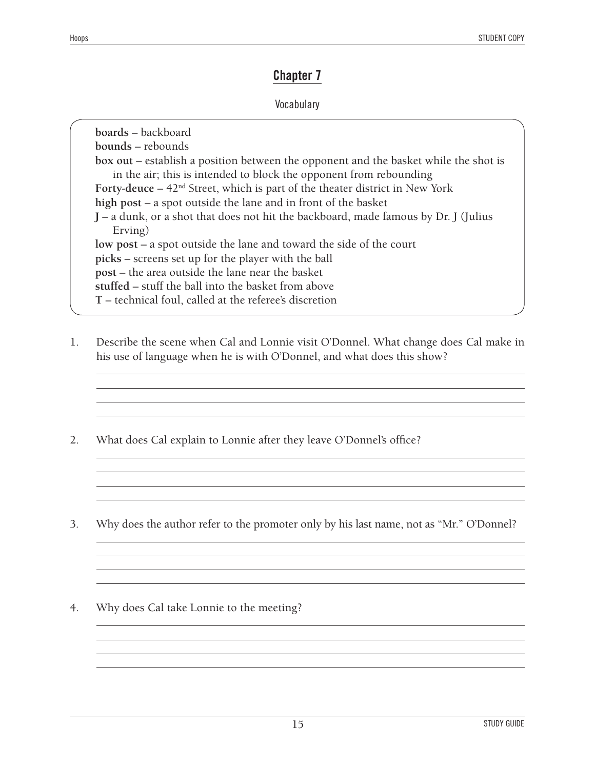## Chapter 7

Vocabulary

**boards** – backboard
**bounds** – rebounds
**box out** – establish a position between the opponent and the basket while the shot is in the air; this is intended to block the opponent from rebounding
**Forty-deuce** – 42nd Street, which is part of the theater district in New York
**high post** – a spot outside the lane and in front of the basket
**J** – a dunk, or a shot that does not hit the backboard, made famous by Dr. J (Julius Erving)
**low post** – a spot outside the lane and toward the side of the court
**picks** – screens set up for the player with the ball
**post** – the area outside the lane near the basket
**stuffed** – stuff the ball into the basket from above
**T** – technical foul, called at the referee's discretion

1. Describe the scene when Cal and Lonnie visit O'Donnel. What change does Cal make in his use of language when he is with O'Donnel, and what does this show?

2. What does Cal explain to Lonnie after they leave O'Donnel's office?

3. Why does the author refer to the promoter only by his last name, not as "Mr." O'Donnel?

4. Why does Cal take Lonnie to the meeting?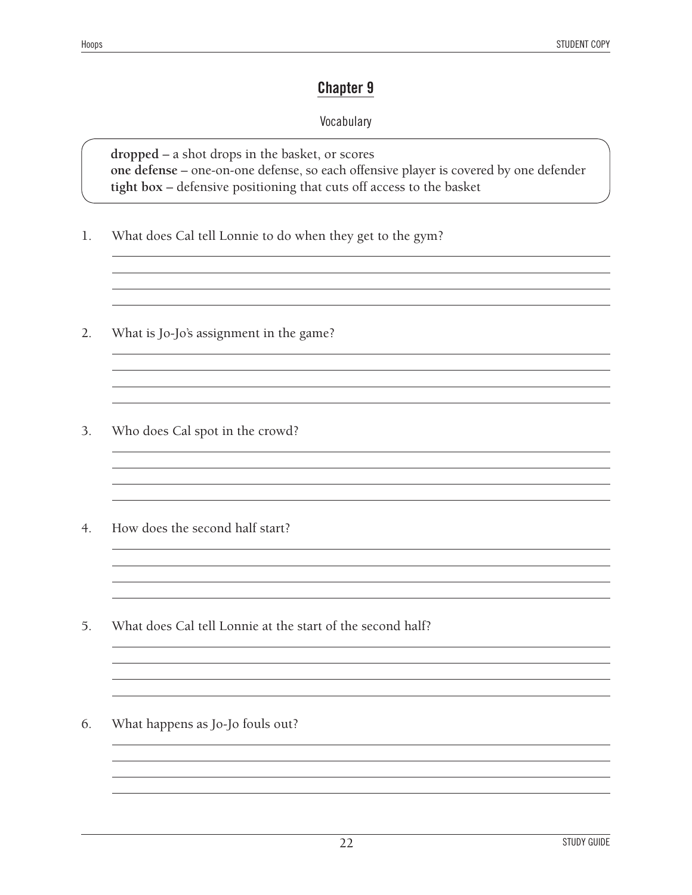# Chapter 9

Vocabulary

**dropped** – a shot drops in the basket, or scores
**one defense** – one-on-one defense, so each offensive player is covered by one defender
**tight box** – defensive positioning that cuts off access to the basket

1. What does Cal tell Lonnie to do when they get to the gym?

2. What is Jo-Jo's assignment in the game?

3. Who does Cal spot in the crowd?

4. How does the second half start?

5. What does Cal tell Lonnie at the start of the second half?

6. What happens as Jo-Jo fouls out?